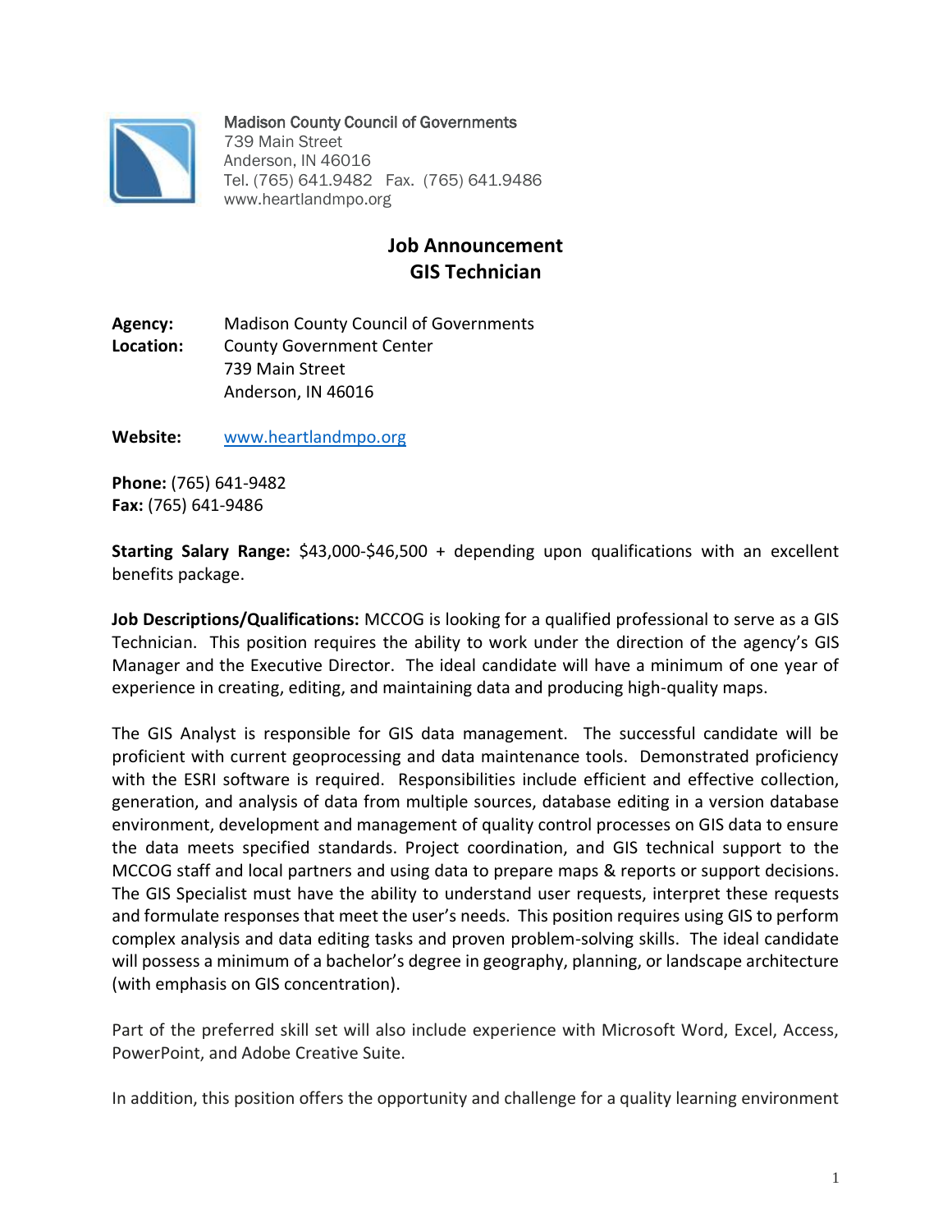Madison County Council of Governments
739 Main Street
Anderson, IN 46016
Tel. (765) 641.9482 Fax. (765) 641.9486
www.heartlandmpo.org

# Job Announcement
# GIS Technician

**Agency:** Madison County Council of Governments
**Location:** County Government Center
739 Main Street
Anderson, IN 46016

**Website:** www.heartlandmpo.org

**Phone:** (765) 641-9482
**Fax:** (765) 641-9486

**Starting Salary Range:** $43,000-$46,500 + depending upon qualifications with an excellent benefits package.

**Job Descriptions/Qualifications:** MCCOG is looking for a qualified professional to serve as a GIS Technician. This position requires the ability to work under the direction of the agency's GIS Manager and the Executive Director. The ideal candidate will have a minimum of one year of experience in creating, editing, and maintaining data and producing high-quality maps.

The GIS Analyst is responsible for GIS data management. The successful candidate will be proficient with current geoprocessing and data maintenance tools. Demonstrated proficiency with the ESRI software is required. Responsibilities include efficient and effective collection, generation, and analysis of data from multiple sources, database editing in a version database environment, development and management of quality control processes on GIS data to ensure the data meets specified standards. Project coordination, and GIS technical support to the MCCOG staff and local partners and using data to prepare maps & reports or support decisions. The GIS Specialist must have the ability to understand user requests, interpret these requests and formulate responses that meet the user's needs. This position requires using GIS to perform complex analysis and data editing tasks and proven problem-solving skills. The ideal candidate will possess a minimum of a bachelor's degree in geography, planning, or landscape architecture (with emphasis on GIS concentration).

Part of the preferred skill set will also include experience with Microsoft Word, Excel, Access, PowerPoint, and Adobe Creative Suite.

In addition, this position offers the opportunity and challenge for a quality learning environment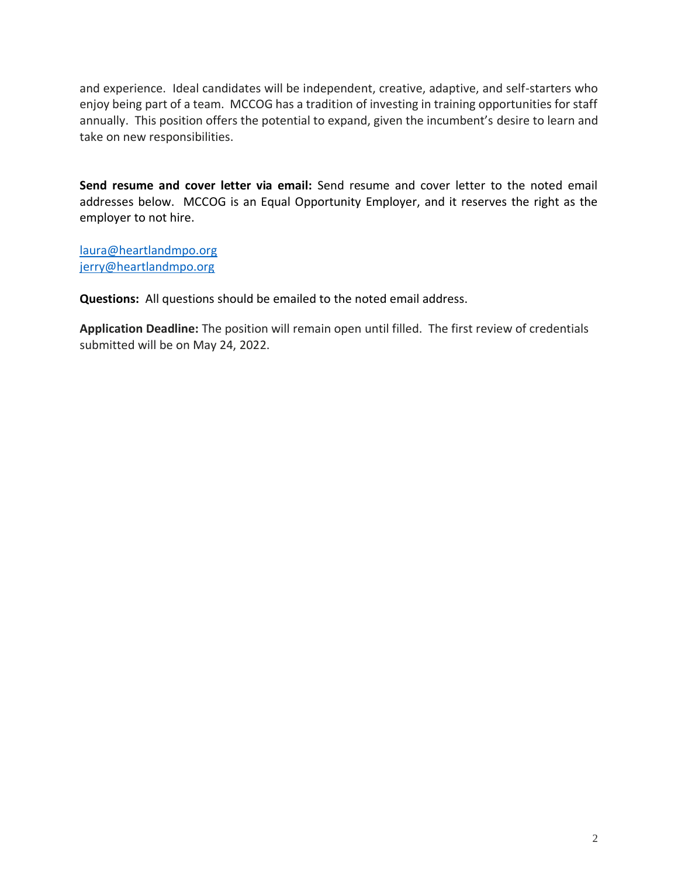and experience. Ideal candidates will be independent, creative, adaptive, and self-starters who enjoy being part of a team. MCCOG has a tradition of investing in training opportunities for staff annually. This position offers the potential to expand, given the incumbent's desire to learn and take on new responsibilities.

**Send resume and cover letter via email:** Send resume and cover letter to the noted email addresses below. MCCOG is an Equal Opportunity Employer, and it reserves the right as the employer to not hire.

laura@heartlandmpo.org
jerry@heartlandmpo.org

**Questions:** All questions should be emailed to the noted email address.

**Application Deadline:** The position will remain open until filled. The first review of credentials submitted will be on May 24, 2022.